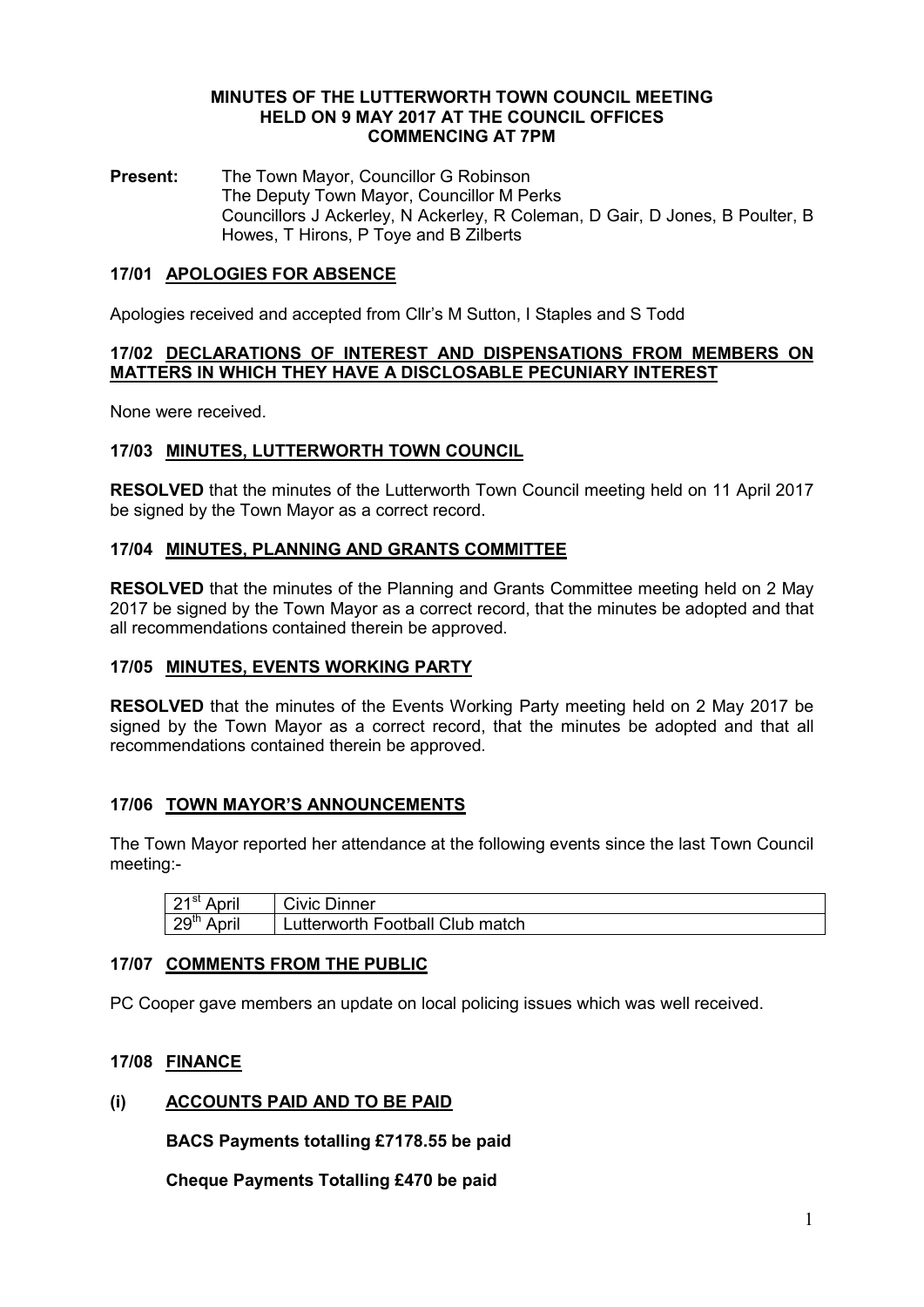# MINUTES OF THE LUTTERWORTH TOWN COUNCIL MEETING HELD ON 9 MAY 2017 AT THE COUNCIL OFFICES COMMENCING AT 7PM

**Present:** The Town Mayor, Councillor G Robinson
The Deputy Town Mayor, Councillor M Perks
Councillors J Ackerley, N Ackerley, R Coleman, D Gair, D Jones, B Poulter, B Howes, T Hirons, P Toye and B Zilberts

## 17/01 APOLOGIES FOR ABSENCE

Apologies received and accepted from Cllr's M Sutton, I Staples and S Todd

## 17/02 DECLARATIONS OF INTEREST AND DISPENSATIONS FROM MEMBERS ON MATTERS IN WHICH THEY HAVE A DISCLOSABLE PECUNIARY INTEREST

None were received.

## 17/03 MINUTES, LUTTERWORTH TOWN COUNCIL

**RESOLVED** that the minutes of the Lutterworth Town Council meeting held on 11 April 2017 be signed by the Town Mayor as a correct record.

## 17/04 MINUTES, PLANNING AND GRANTS COMMITTEE

**RESOLVED** that the minutes of the Planning and Grants Committee meeting held on 2 May 2017 be signed by the Town Mayor as a correct record, that the minutes be adopted and that all recommendations contained therein be approved.

## 17/05 MINUTES, EVENTS WORKING PARTY

**RESOLVED** that the minutes of the Events Working Party meeting held on 2 May 2017 be signed by the Town Mayor as a correct record, that the minutes be adopted and that all recommendations contained therein be approved.

## 17/06 TOWN MAYOR'S ANNOUNCEMENTS

The Town Mayor reported her attendance at the following events since the last Town Council meeting:-

| | |
|---|---|
| 21st April | Civic Dinner |
| 29th April | Lutterworth Football Club match |

## 17/07 COMMENTS FROM THE PUBLIC

PC Cooper gave members an update on local policing issues which was well received.

## 17/08 FINANCE

### (i) ACCOUNTS PAID AND TO BE PAID

**BACS Payments totalling £7178.55 be paid**

**Cheque Payments Totalling £470 be paid**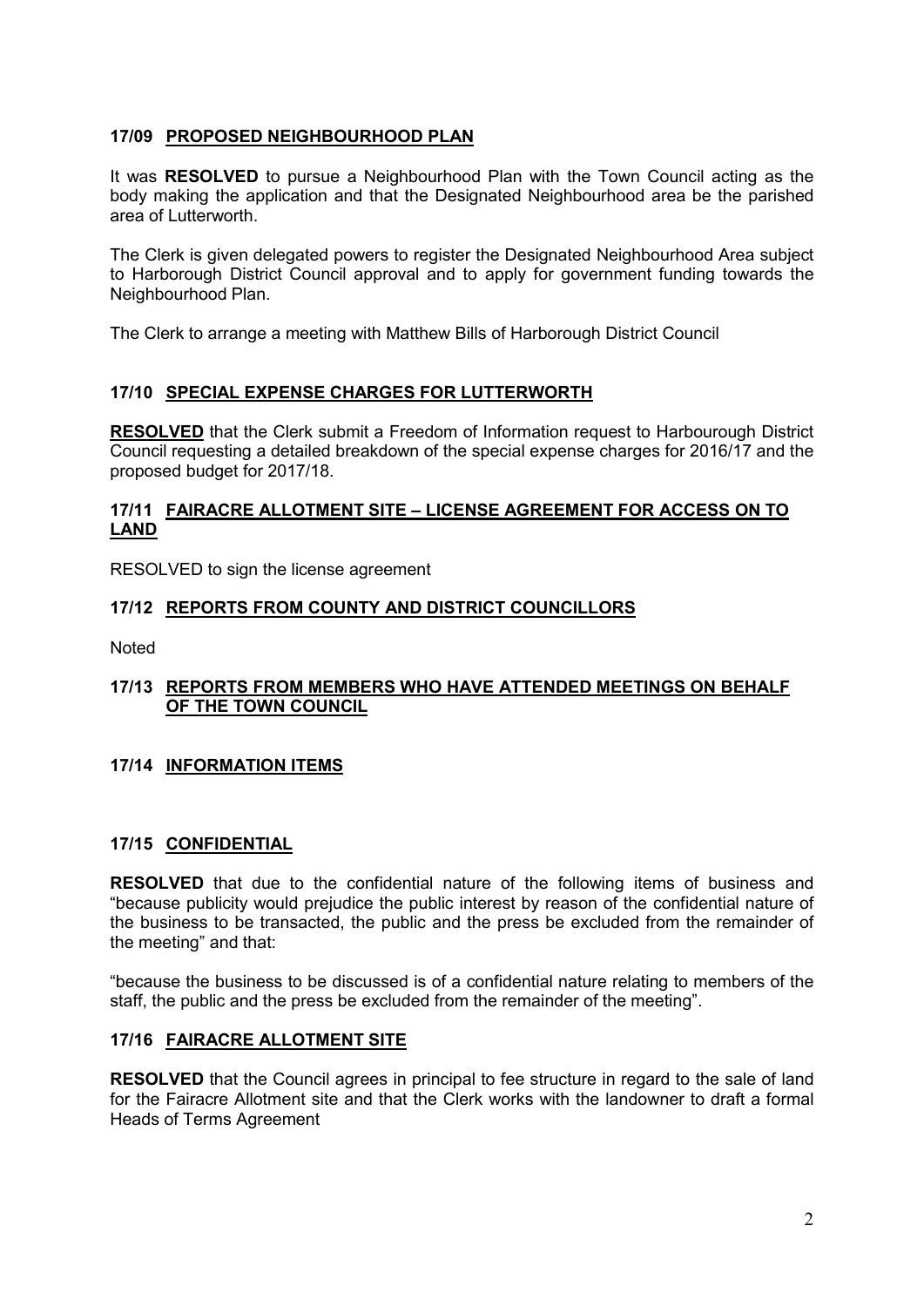## 17/09 PROPOSED NEIGHBOURHOOD PLAN

It was **RESOLVED** to pursue a Neighbourhood Plan with the Town Council acting as the body making the application and that the Designated Neighbourhood area be the parished area of Lutterworth.

The Clerk is given delegated powers to register the Designated Neighbourhood Area subject to Harborough District Council approval and to apply for government funding towards the Neighbourhood Plan.

The Clerk to arrange a meeting with Matthew Bills of Harborough District Council

## 17/10 SPECIAL EXPENSE CHARGES FOR LUTTERWORTH

**RESOLVED** that the Clerk submit a Freedom of Information request to Harbourough District Council requesting a detailed breakdown of the special expense charges for 2016/17 and the proposed budget for 2017/18.

## 17/11 FAIRACRE ALLOTMENT SITE – LICENSE AGREEMENT FOR ACCESS ON TO LAND

RESOLVED to sign the license agreement

## 17/12 REPORTS FROM COUNTY AND DISTRICT COUNCILLORS

Noted

## 17/13 REPORTS FROM MEMBERS WHO HAVE ATTENDED MEETINGS ON BEHALF OF THE TOWN COUNCIL

## 17/14 INFORMATION ITEMS

## 17/15 CONFIDENTIAL

**RESOLVED** that due to the confidential nature of the following items of business and "because publicity would prejudice the public interest by reason of the confidential nature of the business to be transacted, the public and the press be excluded from the remainder of the meeting" and that:

"because the business to be discussed is of a confidential nature relating to members of the staff, the public and the press be excluded from the remainder of the meeting".

## 17/16 FAIRACRE ALLOTMENT SITE

**RESOLVED** that the Council agrees in principal to fee structure in regard to the sale of land for the Fairacre Allotment site and that the Clerk works with the landowner to draft a formal Heads of Terms Agreement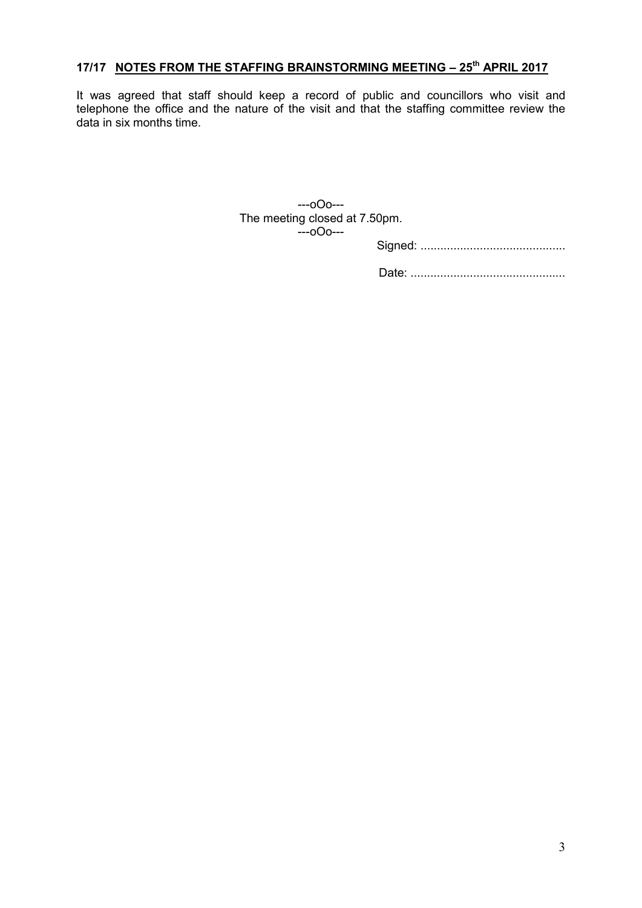### 17/17 NOTES FROM THE STAFFING BRAINSTORMING MEETING – 25th APRIL 2017

It was agreed that staff should keep a record of public and councillors who visit and telephone the office and the nature of the visit and that the staffing committee review the data in six months time.

---oOo---
The meeting closed at 7.50pm.
---oOo---

Signed: ............................................

Date: ..............................................